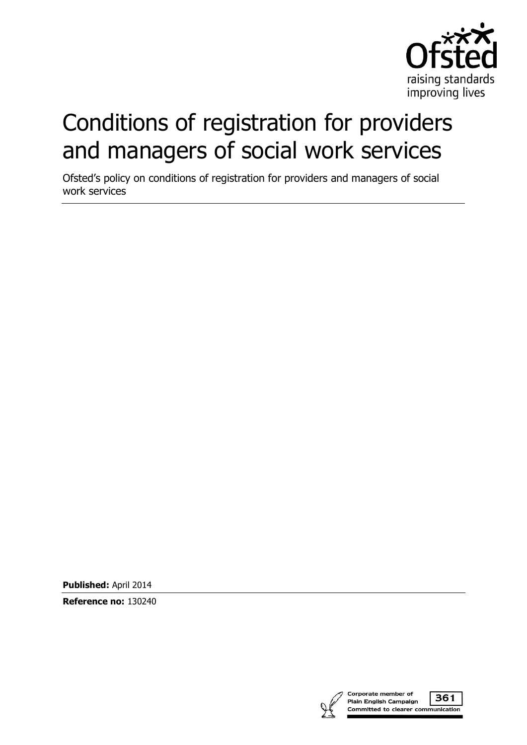# Conditions of registration for providers and managers of social work services

Ofsted's policy on conditions of registration for providers and managers of social work services

**Published:** April 2014

**Reference no:** 130240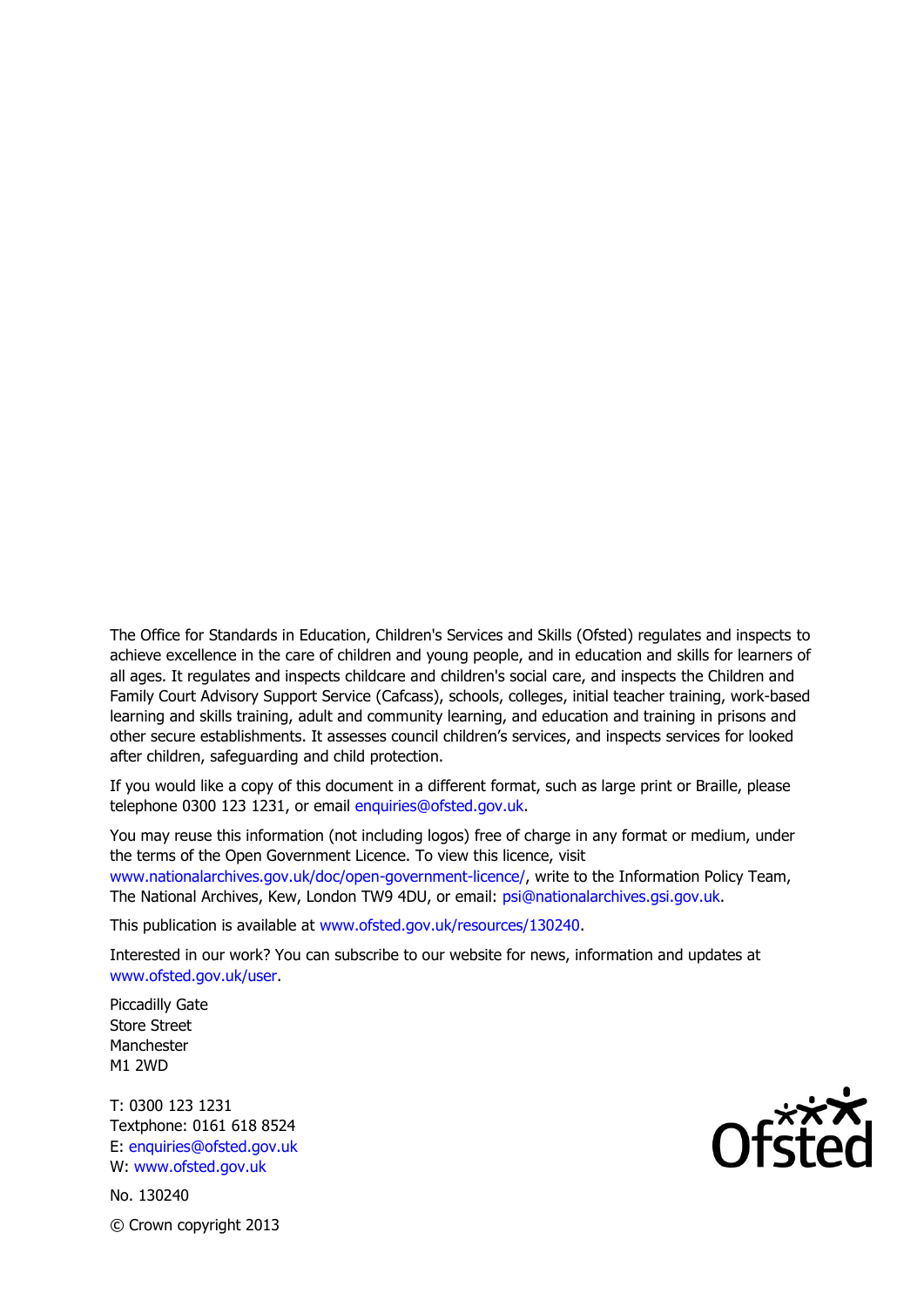The Office for Standards in Education, Children's Services and Skills (Ofsted) regulates and inspects to achieve excellence in the care of children and young people, and in education and skills for learners of all ages. It regulates and inspects childcare and children's social care, and inspects the Children and Family Court Advisory Support Service (Cafcass), schools, colleges, initial teacher training, work-based learning and skills training, adult and community learning, and education and training in prisons and other secure establishments. It assesses council children's services, and inspects services for looked after children, safeguarding and child protection.

If you would like a copy of this document in a different format, such as large print or Braille, please telephone 0300 123 1231, or email enquiries@ofsted.gov.uk.

You may reuse this information (not including logos) free of charge in any format or medium, under the terms of the Open Government Licence. To view this licence, visit www.nationalarchives.gov.uk/doc/open-government-licence/, write to the Information Policy Team, The National Archives, Kew, London TW9 4DU, or email: psi@nationalarchives.gsi.gov.uk.

This publication is available at www.ofsted.gov.uk/resources/130240.

Interested in our work? You can subscribe to our website for news, information and updates at www.ofsted.gov.uk/user.

Piccadilly Gate  
Store Street  
Manchester  
M1 2WD

T: 0300 123 1231  
Textphone: 0161 618 8524  
E: enquiries@ofsted.gov.uk  
W: www.ofsted.gov.uk

No. 130240

© Crown copyright 2013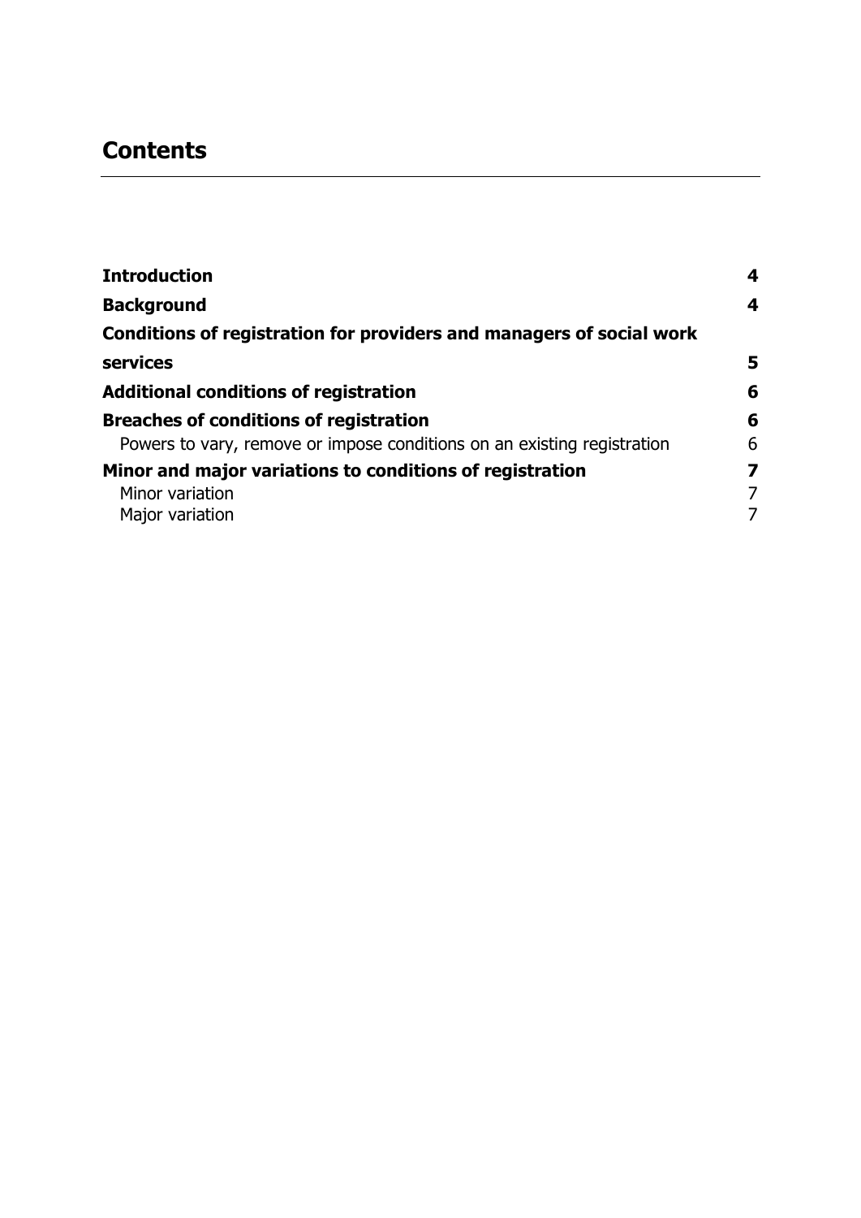# Contents

| | |
|---|---|
| **Introduction** | **4** |
| **Background** | **4** |
| **Conditions of registration for providers and managers of social work services** | **5** |
| **Additional conditions of registration** | **6** |
| **Breaches of conditions of registration** | **6** |
| Powers to vary, remove or impose conditions on an existing registration | 6 |
| **Minor and major variations to conditions of registration** | **7** |
| Minor variation | 7 |
| Major variation | 7 |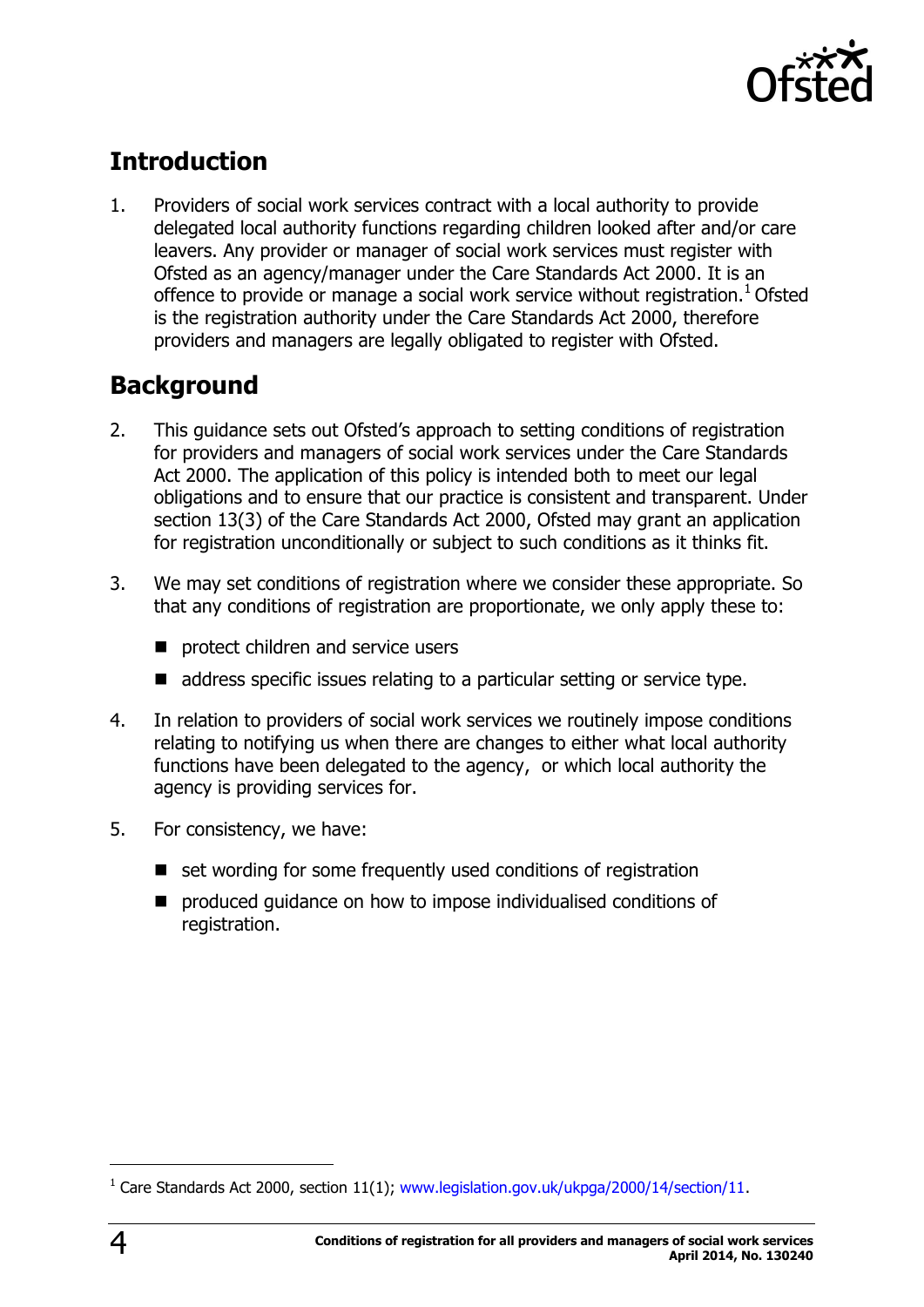## Introduction

1. Providers of social work services contract with a local authority to provide delegated local authority functions regarding children looked after and/or care leavers. Any provider or manager of social work services must register with Ofsted as an agency/manager under the Care Standards Act 2000. It is an offence to provide or manage a social work service without registration.[1] Ofsted is the registration authority under the Care Standards Act 2000, therefore providers and managers are legally obligated to register with Ofsted.

## Background

2. This guidance sets out Ofsted's approach to setting conditions of registration for providers and managers of social work services under the Care Standards Act 2000. The application of this policy is intended both to meet our legal obligations and to ensure that our practice is consistent and transparent. Under section 13(3) of the Care Standards Act 2000, Ofsted may grant an application for registration unconditionally or subject to such conditions as it thinks fit.

3. We may set conditions of registration where we consider these appropriate. So that any conditions of registration are proportionate, we only apply these to:
   - protect children and service users
   - address specific issues relating to a particular setting or service type.

4. In relation to providers of social work services we routinely impose conditions relating to notifying us when there are changes to either what local authority functions have been delegated to the agency, or which local authority the agency is providing services for.

5. For consistency, we have:
   - set wording for some frequently used conditions of registration
   - produced guidance on how to impose individualised conditions of registration.

[1] Care Standards Act 2000, section 11(1); www.legislation.gov.uk/ukpga/2000/14/section/11.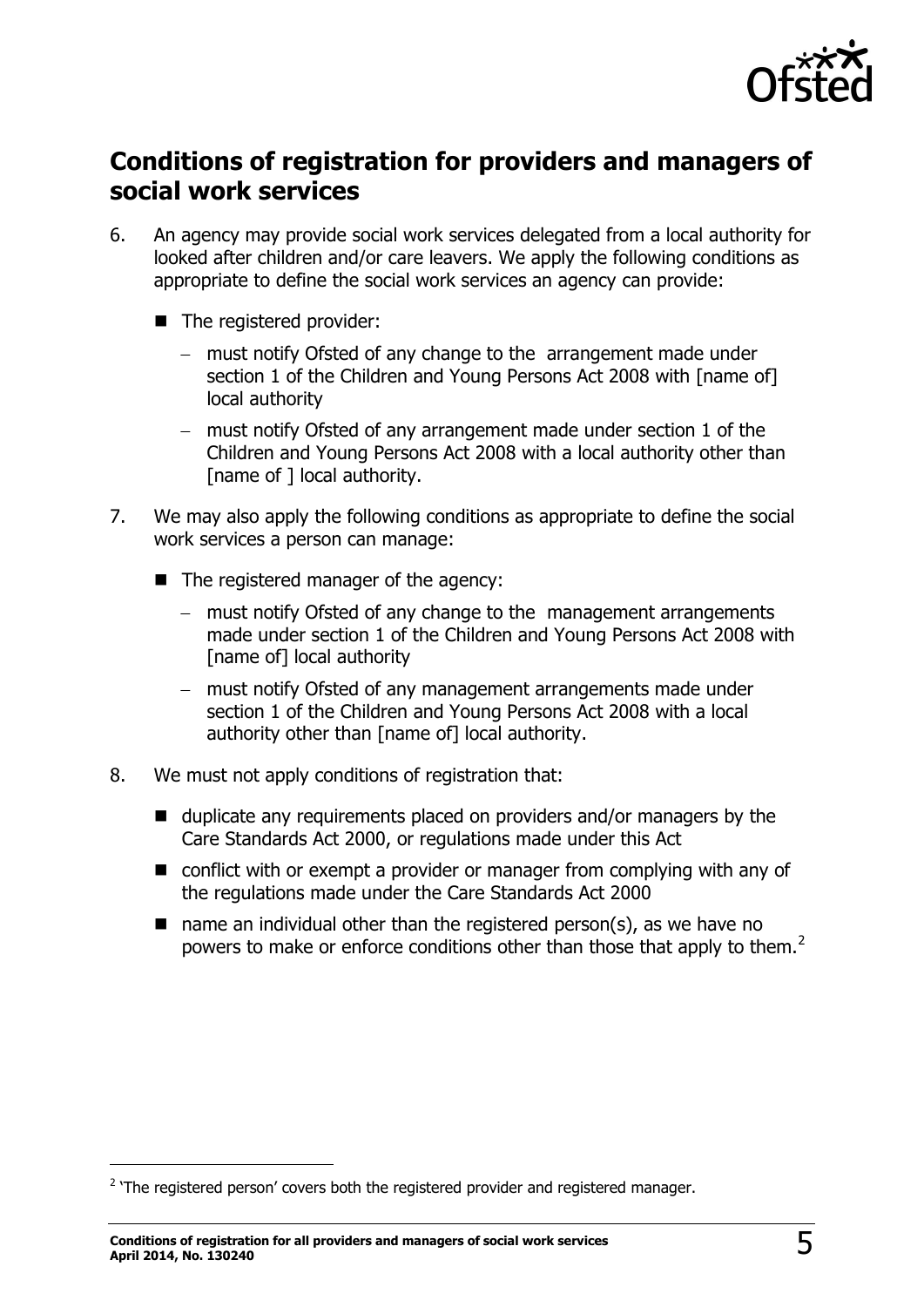## Conditions of registration for providers and managers of social work services

6. An agency may provide social work services delegated from a local authority for looked after children and/or care leavers. We apply the following conditions as appropriate to define the social work services an agency can provide:

   - The registered provider:
     - must notify Ofsted of any change to the arrangement made under section 1 of the Children and Young Persons Act 2008 with [name of] local authority
     - must notify Ofsted of any arrangement made under section 1 of the Children and Young Persons Act 2008 with a local authority other than [name of ] local authority.

7. We may also apply the following conditions as appropriate to define the social work services a person can manage:

   - The registered manager of the agency:
     - must notify Ofsted of any change to the management arrangements made under section 1 of the Children and Young Persons Act 2008 with [name of] local authority
     - must notify Ofsted of any management arrangements made under section 1 of the Children and Young Persons Act 2008 with a local authority other than [name of] local authority.

8. We must not apply conditions of registration that:

   - duplicate any requirements placed on providers and/or managers by the Care Standards Act 2000, or regulations made under this Act
   - conflict with or exempt a provider or manager from complying with any of the regulations made under the Care Standards Act 2000
   - name an individual other than the registered person(s), as we have no powers to make or enforce conditions other than those that apply to them.[2]

[2] 'The registered person' covers both the registered provider and registered manager.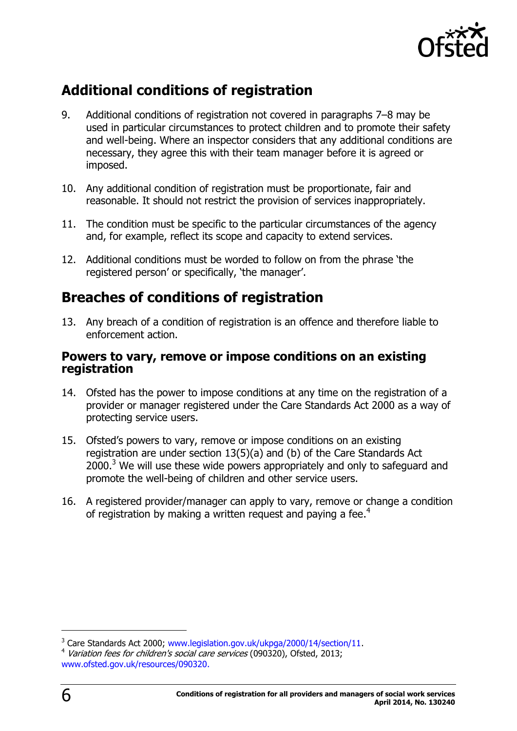## Additional conditions of registration

9. Additional conditions of registration not covered in paragraphs 7–8 may be used in particular circumstances to protect children and to promote their safety and well-being. Where an inspector considers that any additional conditions are necessary, they agree this with their team manager before it is agreed or imposed.

10. Any additional condition of registration must be proportionate, fair and reasonable. It should not restrict the provision of services inappropriately.

11. The condition must be specific to the particular circumstances of the agency and, for example, reflect its scope and capacity to extend services.

12. Additional conditions must be worded to follow on from the phrase 'the registered person' or specifically, 'the manager'.

## Breaches of conditions of registration

13. Any breach of a condition of registration is an offence and therefore liable to enforcement action.

### Powers to vary, remove or impose conditions on an existing registration

14. Ofsted has the power to impose conditions at any time on the registration of a provider or manager registered under the Care Standards Act 2000 as a way of protecting service users.

15. Ofsted's powers to vary, remove or impose conditions on an existing registration are under section 13(5)(a) and (b) of the Care Standards Act 2000.[3] We will use these wide powers appropriately and only to safeguard and promote the well-being of children and other service users.

16. A registered provider/manager can apply to vary, remove or change a condition of registration by making a written request and paying a fee.[4]

---

[3] Care Standards Act 2000; www.legislation.gov.uk/ukpga/2000/14/section/11.

[4] *Variation fees for children's social care services* (090320), Ofsted, 2013; www.ofsted.gov.uk/resources/090320.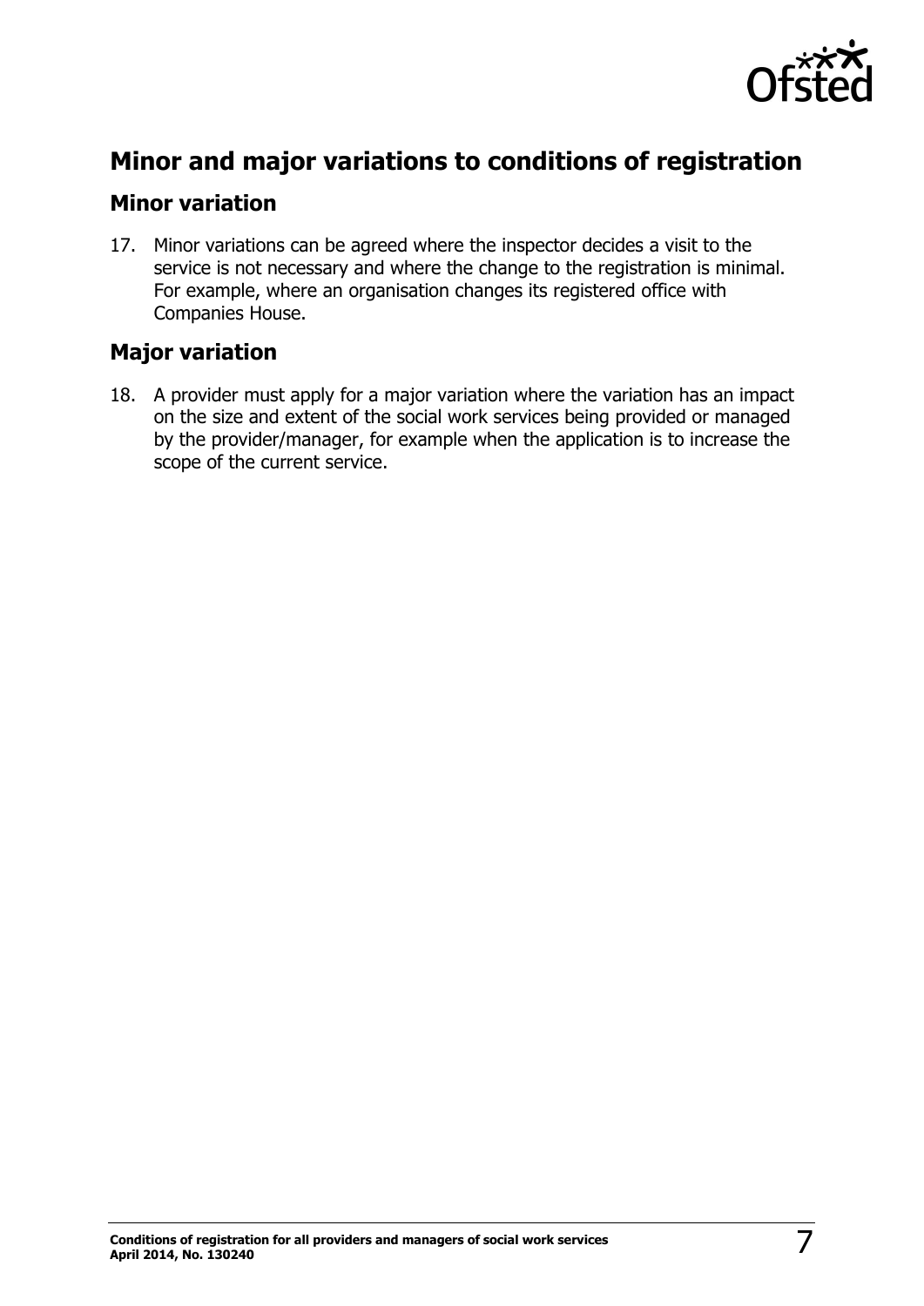## Minor and major variations to conditions of registration

### Minor variation

17. Minor variations can be agreed where the inspector decides a visit to the service is not necessary and where the change to the registration is minimal. For example, where an organisation changes its registered office with Companies House.

### Major variation

18. A provider must apply for a major variation where the variation has an impact on the size and extent of the social work services being provided or managed by the provider/manager, for example when the application is to increase the scope of the current service.